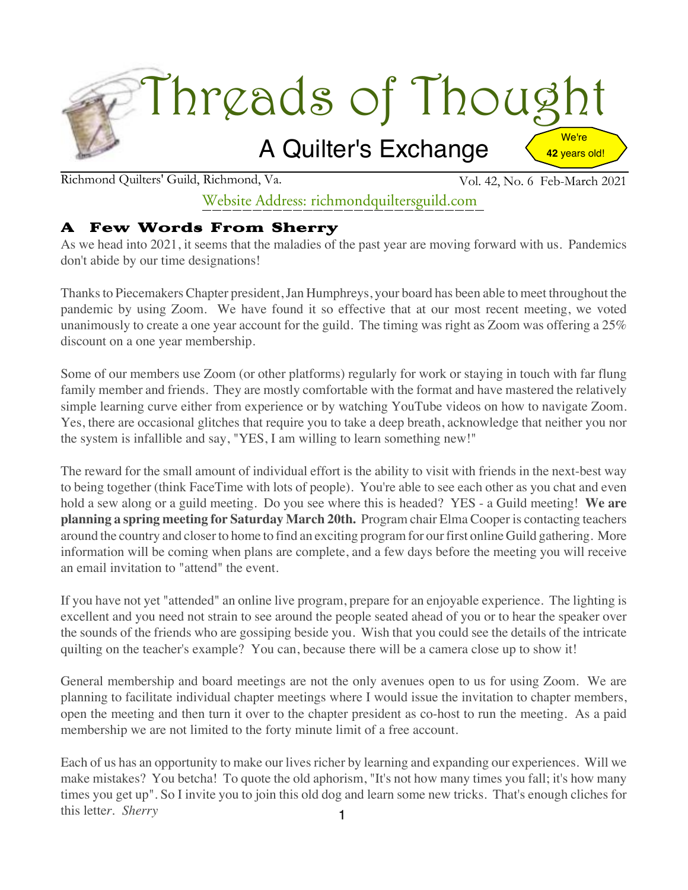# Threads of Thought

## A Quilter's Exchange

We're **42** years old!

Richmond Quilters' Guild, Richmond, Va. Vol. 42, No. 6 Feb-March 2021

Website Address: richmondquiltersguild.com

### A Few Words From Sherry

As we head into 2021, it seems that the maladies of the past year are moving forward with us. Pandemics don't abide by our time designations!

Thanks to Piecemakers Chapter president, Jan Humphreys, your board has been able to meet throughout the pandemic by using Zoom. We have found it so effective that at our most recent meeting, we voted unanimously to create a one year account for the guild. The timing was right as Zoom was offering a 25% discount on a one year membership.

Some of our members use Zoom (or other platforms) regularly for work or staying in touch with far flung family member and friends. They are mostly comfortable with the format and have mastered the relatively simple learning curve either from experience or by watching YouTube videos on how to navigate Zoom. Yes, there are occasional glitches that require you to take a deep breath, acknowledge that neither you nor the system is infallible and say, "YES, I am willing to learn something new!"

The reward for the small amount of individual effort is the ability to visit with friends in the next-best way to being together (think FaceTime with lots of people). You're able to see each other as you chat and even hold a sew along or a guild meeting. Do you see where this is headed? YES - a Guild meeting! **We are planning a spring meeting for Saturday March 20th.** Program chair Elma Cooper is contacting teachers around the country and closer to home to find an exciting program for our first online Guild gathering. More information will be coming when plans are complete, and a few days before the meeting you will receive an email invitation to "attend" the event.

If you have not yet "attended" an online live program, prepare for an enjoyable experience. The lighting is excellent and you need not strain to see around the people seated ahead of you or to hear the speaker over the sounds of the friends who are gossiping beside you. Wish that you could see the details of the intricate quilting on the teacher's example? You can, because there will be a camera close up to show it!

General membership and board meetings are not the only avenues open to us for using Zoom. We are planning to facilitate individual chapter meetings where I would issue the invitation to chapter members, open the meeting and then turn it over to the chapter president as co-host to run the meeting. As a paid membership we are not limited to the forty minute limit of a free account.

Each of us has an opportunity to make our lives richer by learning and expanding our experiences. Will we make mistakes? You betcha! To quote the old aphorism, "It's not how many times you fall; it's how many times you get up". So I invite you to join this old dog and learn some new tricks. That's enough cliches for this letter. *Sherry*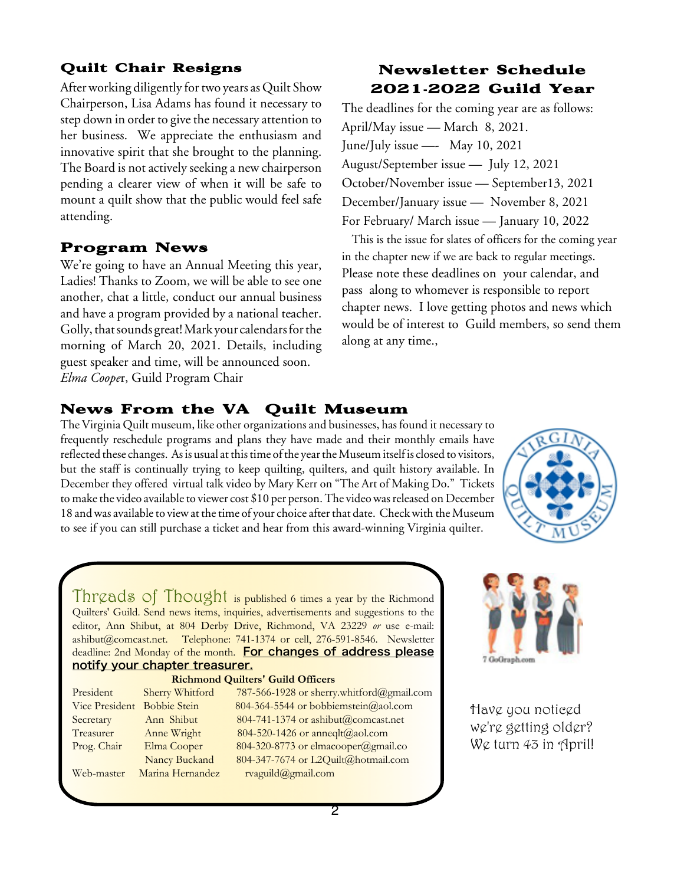## Quilt Chair Resigns

After working diligently for two years as Quilt Show Chairperson, Lisa Adams has found it necessary to step down in order to give the necessary attention to her business. We appreciate the enthusiasm and innovative spirit that she brought to the planning. The Board is not actively seeking a new chairperson pending a clearer view of when it will be safe to mount a quilt show that the public would feel safe attending.

## Program News

We're going to have an Annual Meeting this year, Ladies! Thanks to Zoom, we will be able to see one another, chat a little, conduct our annual business and have a program provided by a national teacher. Golly, that sounds great! Mark your calendars for the morning of March 20, 2021. Details, including guest speaker and time, will be announced soon.
*Elma Coope*r, Guild Program Chair

## Newsletter Schedule 2021-2022 Guild Year

The deadlines for the coming year are as follows:
April/May issue — March 8, 2021.
June/July issue —- May 10, 2021
August/September issue — July 12, 2021
October/November issue — September13, 2021
December/January issue — November 8, 2021
For February/ March issue — January 10, 2022
This is the issue for slates of officers for the coming year in the chapter new if we are back to regular meetings.
Please note these deadlines on your calendar, and pass along to whomever is responsible to report chapter news. I love getting photos and news which would be of interest to Guild members, so send them along at any time.,

## News From the VA Quilt Museum

The Virginia Quilt museum, like other organizations and businesses, has found it necessary to frequently reschedule programs and plans they have made and their monthly emails have reflected these changes. As is usual at this time of the year the Museum itself is closed to visitors, but the staff is continually trying to keep quilting, quilters, and quilt history available. In December they offered virtual talk video by Mary Kerr on "The Art of Making Do." Tickets to make the video available to viewer cost $10 per person. The video was released on December 18 and was available to view at the time of your choice after that date. Check with the Museum to see if you can still purchase a ticket and hear from this award-winning Virginia quilter.

**Threads of Thought** is published 6 times a year by the Richmond Quilters' Guild. Send news items, inquiries, advertisements and suggestions to the editor, Ann Shibut, at 804 Derby Drive, Richmond, VA 23229 *or* use e-mail: ashibut@comcast.net. Telephone: 741-1374 or cell, 276-591-8546. Newsletter deadline: 2nd Monday of the month. **For changes of address please notify your chapter treasurer.**

**Richmond Quilters' Guild Officers**

| | | |
|---|---|---|
| President | Sherry Whitford | 787-566-1928 or sherry.whitford@gmail.com |
| Vice President | Bobbie Stein | 804-364-5544 or bobbiemstein@aol.com |
| Secretary | Ann Shibut | 804-741-1374 or ashibut@comcast.net |
| Treasurer | Anne Wright | 804-520-1426 or anneqlt@aol.com |
| Prog. Chair | Elma Cooper | 804-320-8773 or elmacooper@gmail.co |
| | Nancy Buckand | 804-347-7674 or L2Quilt@hotmail.com |
| Web-master | Marina Hernandez | rvaguild@gmail.com |

7 GoGraph.com

Have you noticed we're getting older? We turn 43 in April!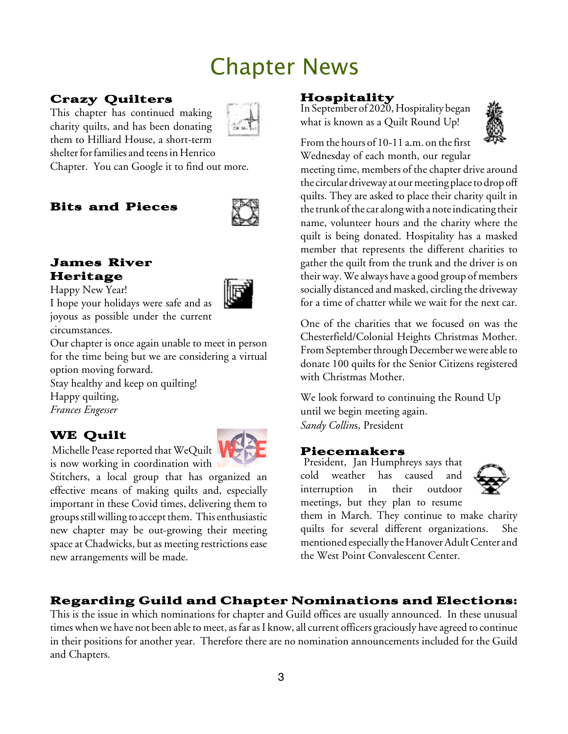# Chapter News

### Crazy Quilters

This chapter has continued making charity quilts, and has been donating them to Hilliard House, a short-term shelter for families and teens in Henrico Chapter. You can Google it to find out more.

### Bits and Pieces

### James River Heritage

Happy New Year!

I hope your holidays were safe and as joyous as possible under the current circumstances.

Our chapter is once again unable to meet in person for the time being but we are considering a virtual option moving forward.

Stay healthy and keep on quilting!

Happy quilting,

*Frances Engesser*

### WE Quilt

Michelle Pease reported that WeQuilt is now working in coordination with Stitchers, a local group that has organized an effective means of making quilts and, especially important in these Covid times, delivering them to groups still willing to accept them. This enthusiastic new chapter may be out-growing their meeting space at Chadwicks, but as meeting restrictions ease new arrangements will be made.

### Hospitality

In September of 2020, Hospitality began what is known as a Quilt Round Up!

From the hours of 10-11 a.m. on the first Wednesday of each month, our regular meeting time, members of the chapter drive around the circular driveway at our meeting place to drop off quilts. They are asked to place their charity quilt in the trunk of the car along with a note indicating their name, volunteer hours and the charity where the quilt is being donated. Hospitality has a masked member that represents the different charities to gather the quilt from the trunk and the driver is on their way. We always have a good group of members socially distanced and masked, circling the driveway for a time of chatter while we wait for the next car.

One of the charities that we focused on was the Chesterfield/Colonial Heights Christmas Mother. From September through December we were able to donate 100 quilts for the Senior Citizens registered with Christmas Mother.

We look forward to continuing the Round Up until we begin meeting again.

*Sandy Collins*, President

### Piecemakers

President, Jan Humphreys says that cold weather has caused and interruption in their outdoor meetings, but they plan to resume them in March. They continue to make charity quilts for several different organizations. She mentioned especially the Hanover Adult Center and the West Point Convalescent Center.

### Regarding Guild and Chapter Nominations and Elections:

This is the issue in which nominations for chapter and Guild offices are usually announced. In these unusual times when we have not been able to meet, as far as I know, all current officers graciously have agreed to continue in their positions for another year. Therefore there are no nomination announcements included for the Guild and Chapters.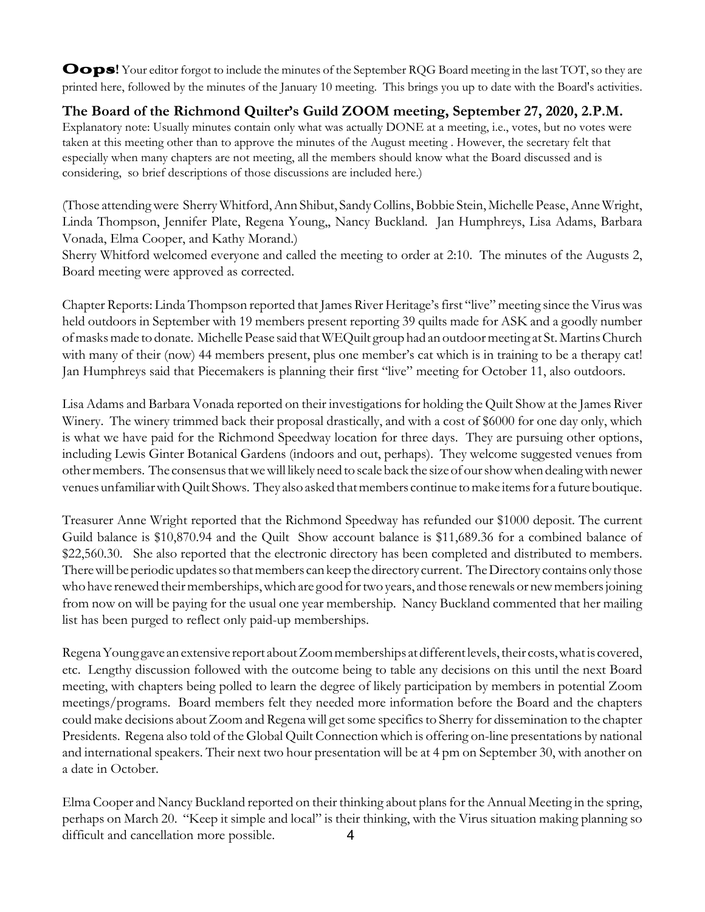**Oops**! Your editor forgot to include the minutes of the September RQG Board meeting in the last TOT, so they are printed here, followed by the minutes of the January 10 meeting. This brings you up to date with the Board's activities.

## The Board of the Richmond Quilter's Guild ZOOM meeting, September 27, 2020, 2.P.M.

Explanatory note: Usually minutes contain only what was actually DONE at a meeting, i.e., votes, but no votes were taken at this meeting other than to approve the minutes of the August meeting . However, the secretary felt that especially when many chapters are not meeting, all the members should know what the Board discussed and is considering, so brief descriptions of those discussions are included here.)

(Those attending were Sherry Whitford, Ann Shibut, Sandy Collins, Bobbie Stein, Michelle Pease, Anne Wright, Linda Thompson, Jennifer Plate, Regena Young,, Nancy Buckland. Jan Humphreys, Lisa Adams, Barbara Vonada, Elma Cooper, and Kathy Morand.)

Sherry Whitford welcomed everyone and called the meeting to order at 2:10. The minutes of the Augusts 2, Board meeting were approved as corrected.

Chapter Reports: Linda Thompson reported that James River Heritage's first "live" meeting since the Virus was held outdoors in September with 19 members present reporting 39 quilts made for ASK and a goodly number of masks made to donate. Michelle Pease said that WEQuilt group had an outdoor meeting at St. Martins Church with many of their (now) 44 members present, plus one member's cat which is in training to be a therapy cat! Jan Humphreys said that Piecemakers is planning their first "live" meeting for October 11, also outdoors.

Lisa Adams and Barbara Vonada reported on their investigations for holding the Quilt Show at the James River Winery. The winery trimmed back their proposal drastically, and with a cost of $6000 for one day only, which is what we have paid for the Richmond Speedway location for three days. They are pursuing other options, including Lewis Ginter Botanical Gardens (indoors and out, perhaps). They welcome suggested venues from other members. The consensus that we will likely need to scale back the size of our show when dealing with newer venues unfamiliar with Quilt Shows. They also asked that members continue to make items for a future boutique.

Treasurer Anne Wright reported that the Richmond Speedway has refunded our $1000 deposit. The current Guild balance is $10,870.94 and the Quilt Show account balance is $11,689.36 for a combined balance of $22,560.30. She also reported that the electronic directory has been completed and distributed to members. There will be periodic updates so that members can keep the directory current. The Directory contains only those who have renewed their memberships, which are good for two years, and those renewals or new members joining from now on will be paying for the usual one year membership. Nancy Buckland commented that her mailing list has been purged to reflect only paid-up memberships.

Regena Young gave an extensive report about Zoom memberships at different levels, their costs, what is covered, etc. Lengthy discussion followed with the outcome being to table any decisions on this until the next Board meeting, with chapters being polled to learn the degree of likely participation by members in potential Zoom meetings/programs. Board members felt they needed more information before the Board and the chapters could make decisions about Zoom and Regena will get some specifics to Sherry for dissemination to the chapter Presidents. Regena also told of the Global Quilt Connection which is offering on-line presentations by national and international speakers. Their next two hour presentation will be at 4 pm on September 30, with another on a date in October.

Elma Cooper and Nancy Buckland reported on their thinking about plans for the Annual Meeting in the spring, perhaps on March 20. "Keep it simple and local" is their thinking, with the Virus situation making planning so difficult and cancellation more possible.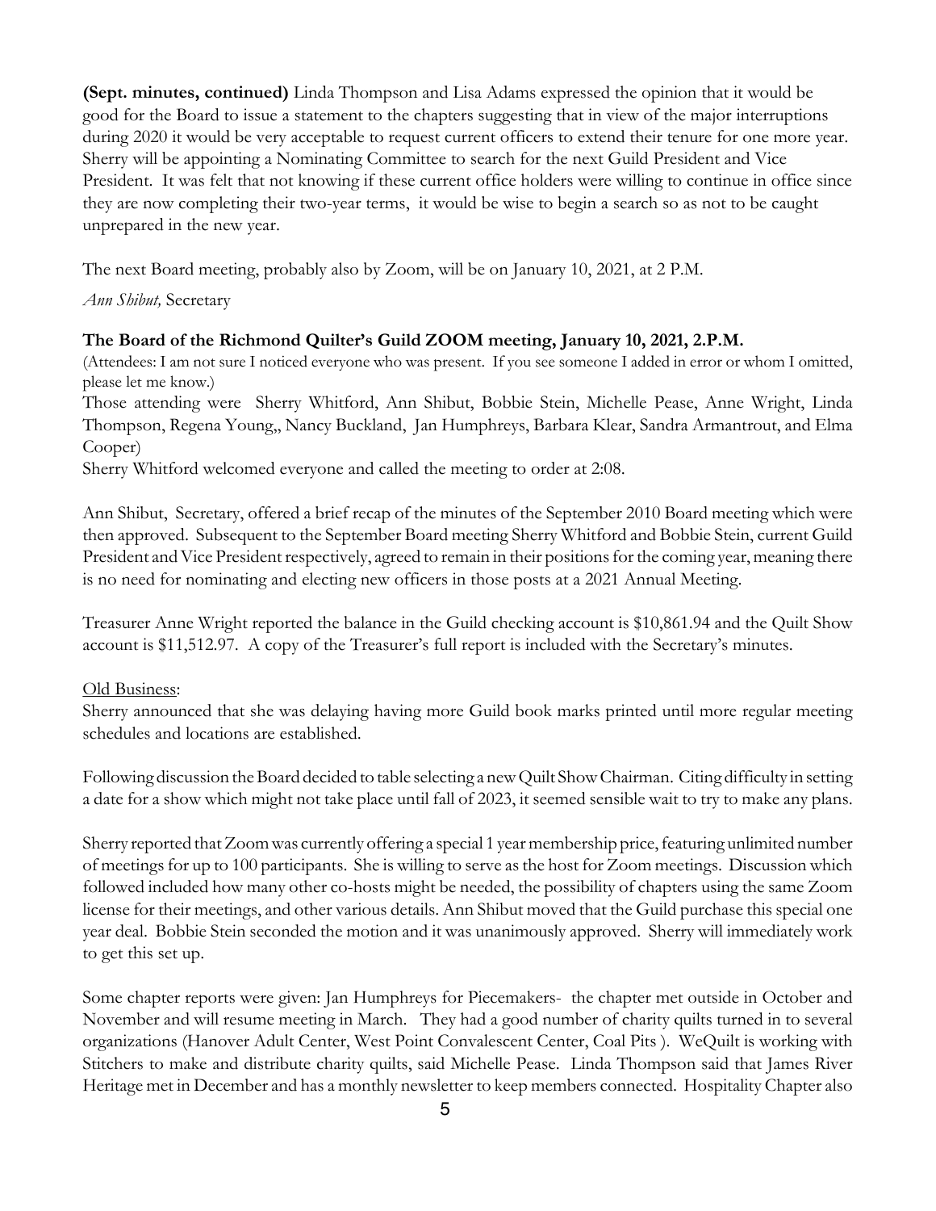**(Sept. minutes, continued)** Linda Thompson and Lisa Adams expressed the opinion that it would be good for the Board to issue a statement to the chapters suggesting that in view of the major interruptions during 2020 it would be very acceptable to request current officers to extend their tenure for one more year. Sherry will be appointing a Nominating Committee to search for the next Guild President and Vice President. It was felt that not knowing if these current office holders were willing to continue in office since they are now completing their two-year terms, it would be wise to begin a search so as not to be caught unprepared in the new year.

The next Board meeting, probably also by Zoom, will be on January 10, 2021, at 2 P.M.

*Ann Shibut,* Secretary

**The Board of the Richmond Quilter's Guild ZOOM meeting, January 10, 2021, 2.P.M.**

(Attendees: I am not sure I noticed everyone who was present. If you see someone I added in error or whom I omitted, please let me know.)

Those attending were Sherry Whitford, Ann Shibut, Bobbie Stein, Michelle Pease, Anne Wright, Linda Thompson, Regena Young,, Nancy Buckland, Jan Humphreys, Barbara Klear, Sandra Armantrout, and Elma Cooper)

Sherry Whitford welcomed everyone and called the meeting to order at 2:08.

Ann Shibut, Secretary, offered a brief recap of the minutes of the September 2010 Board meeting which were then approved. Subsequent to the September Board meeting Sherry Whitford and Bobbie Stein, current Guild President and Vice President respectively, agreed to remain in their positions for the coming year, meaning there is no need for nominating and electing new officers in those posts at a 2021 Annual Meeting.

Treasurer Anne Wright reported the balance in the Guild checking account is $10,861.94 and the Quilt Show account is $11,512.97. A copy of the Treasurer's full report is included with the Secretary's minutes.

<u>Old Business</u>:

Sherry announced that she was delaying having more Guild book marks printed until more regular meeting schedules and locations are established.

Following discussion the Board decided to table selecting a new Quilt Show Chairman. Citing difficulty in setting a date for a show which might not take place until fall of 2023, it seemed sensible wait to try to make any plans.

Sherry reported that Zoom was currently offering a special 1 year membership price, featuring unlimited number of meetings for up to 100 participants. She is willing to serve as the host for Zoom meetings. Discussion which followed included how many other co-hosts might be needed, the possibility of chapters using the same Zoom license for their meetings, and other various details. Ann Shibut moved that the Guild purchase this special one year deal. Bobbie Stein seconded the motion and it was unanimously approved. Sherry will immediately work to get this set up.

Some chapter reports were given: Jan Humphreys for Piecemakers- the chapter met outside in October and November and will resume meeting in March. They had a good number of charity quilts turned in to several organizations (Hanover Adult Center, West Point Convalescent Center, Coal Pits ). WeQuilt is working with Stitchers to make and distribute charity quilts, said Michelle Pease. Linda Thompson said that James River Heritage met in December and has a monthly newsletter to keep members connected. Hospitality Chapter also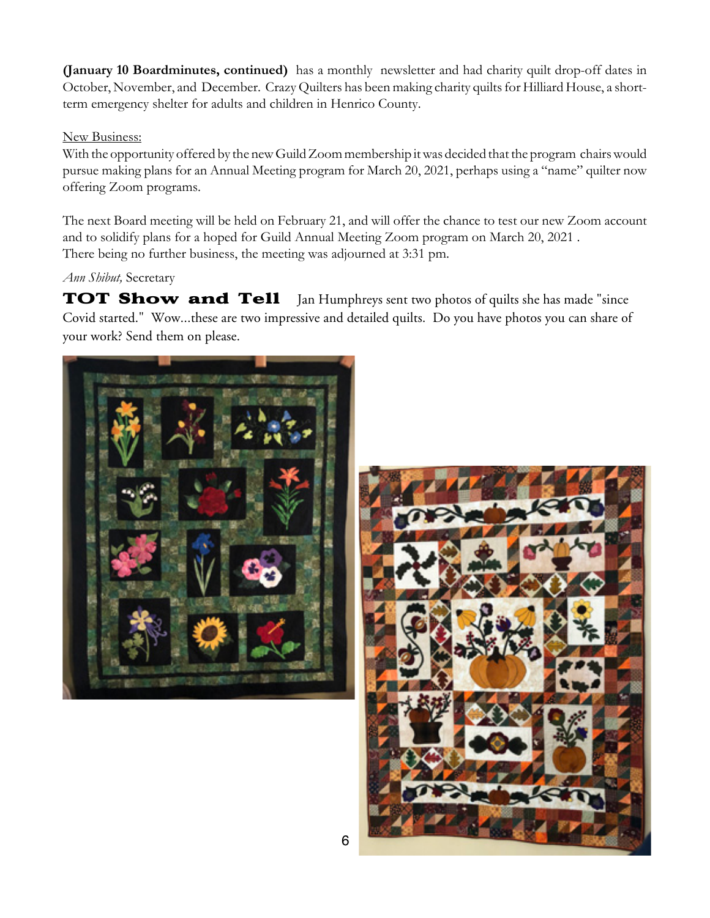**(January 10 Boardminutes, continued)** has a monthly newsletter and had charity quilt drop-off dates in October, November, and December. Crazy Quilters has been making charity quilts for Hilliard House, a short-term emergency shelter for adults and children in Henrico County.

New Business:

With the opportunity offered by the new Guild Zoom membership it was decided that the program chairs would pursue making plans for an Annual Meeting program for March 20, 2021, perhaps using a "name" quilter now offering Zoom programs.

The next Board meeting will be held on February 21, and will offer the chance to test our new Zoom account and to solidify plans for a hoped for Guild Annual Meeting Zoom program on March 20, 2021 .
There being no further business, the meeting was adjourned at 3:31 pm.

*Ann Shibut,* Secretary

**TOT Show and Tell** Jan Humphreys sent two photos of quilts she has made "since Covid started." Wow...these are two impressive and detailed quilts. Do you have photos you can share of your work? Send them on please.